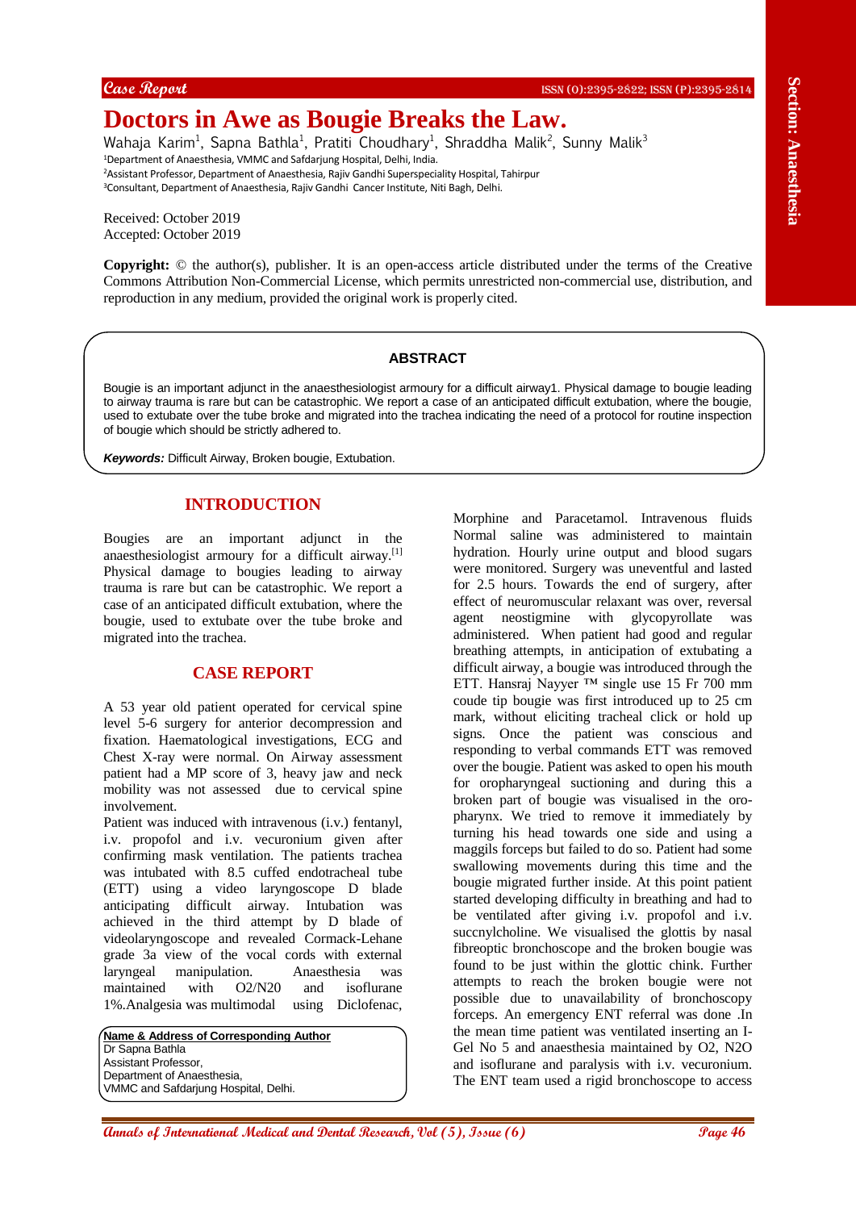Case Report

# Doctors in Awe as Bougie Breaks the Law.

Wahaja Karim[1], Sapna Bathla[1], Pratiti Choudhary[1], Shraddha Malik[2], Sunny Malik[3]

[1]Department of Anaesthesia, VMMC and Safdarjung Hospital, Delhi, India.
[2]Assistant Professor, Department of Anaesthesia, Rajiv Gandhi Superspeciality Hospital, Tahirpur
[3]Consultant, Department of Anaesthesia, Rajiv Gandhi Cancer Institute, Niti Bagh, Delhi.

Received: October 2019
Accepted: October 2019

**Copyright:** © the author(s), publisher. It is an open-access article distributed under the terms of the Creative Commons Attribution Non-Commercial License, which permits unrestricted non-commercial use, distribution, and reproduction in any medium, provided the original work is properly cited.

## ABSTRACT

Bougie is an important adjunct in the anaesthesiologist armoury for a difficult airway1. Physical damage to bougie leading to airway trauma is rare but can be catastrophic. We report a case of an anticipated difficult extubation, where the bougie, used to extubate over the tube broke and migrated into the trachea indicating the need of a protocol for routine inspection of bougie which should be strictly adhered to.

***Keywords:*** Difficult Airway, Broken bougie, Extubation.

## INTRODUCTION

Bougies are an important adjunct in the anaesthesiologist armoury for a difficult airway.[1] Physical damage to bougies leading to airway trauma is rare but can be catastrophic. We report a case of an anticipated difficult extubation, where the bougie, used to extubate over the tube broke and migrated into the trachea.

## CASE REPORT

A 53 year old patient operated for cervical spine level 5-6 surgery for anterior decompression and fixation. Haematological investigations, ECG and Chest X-ray were normal. On Airway assessment patient had a MP score of 3, heavy jaw and neck mobility was not assessed due to cervical spine involvement.

Patient was induced with intravenous (i.v.) fentanyl, i.v. propofol and i.v. vecuronium given after confirming mask ventilation. The patients trachea was intubated with 8.5 cuffed endotracheal tube (ETT) using a video laryngoscope D blade anticipating difficult airway. Intubation was achieved in the third attempt by D blade of videolaryngoscope and revealed Cormack-Lehane grade 3a view of the vocal cords with external laryngeal manipulation. Anaesthesia was maintained with O2/N20 and isoflurane 1%.Analgesia was multimodal using Diclofenac, Morphine and Paracetamol. Intravenous fluids Normal saline was administered to maintain hydration. Hourly urine output and blood sugars were monitored. Surgery was uneventful and lasted for 2.5 hours. Towards the end of surgery, after effect of neuromuscular relaxant was over, reversal agent neostigmine with glycopyrollate was administered. When patient had good and regular breathing attempts, in anticipation of extubating a difficult airway, a bougie was introduced through the ETT. Hansraj Nayyer ™ single use 15 Fr 700 mm coude tip bougie was first introduced up to 25 cm mark, without eliciting tracheal click or hold up signs. Once the patient was conscious and responding to verbal commands ETT was removed over the bougie. Patient was asked to open his mouth for oropharyngeal suctioning and during this a broken part of bougie was visualised in the oro-pharynx. We tried to remove it immediately by turning his head towards one side and using a maggils forceps but failed to do so. Patient had some swallowing movements during this time and the bougie migrated further inside. At this point patient started developing difficulty in breathing and had to be ventilated after giving i.v. propofol and i.v. succnylcholine. We visualised the glottis by nasal fibreoptic bronchoscope and the broken bougie was found to be just within the glottic chink. Further attempts to reach the broken bougie were not possible due to unavailability of bronchoscopy forceps. An emergency ENT referral was done .In the mean time patient was ventilated inserting an I-Gel No 5 and anaesthesia maintained by O2, N2O and isoflurane and paralysis with i.v. vecuronium. The ENT team used a rigid bronchoscope to access

**Name & Address of Corresponding Author**
Dr Sapna Bathla
Assistant Professor,
Department of Anaesthesia,
VMMC and Safdarjung Hospital, Delhi.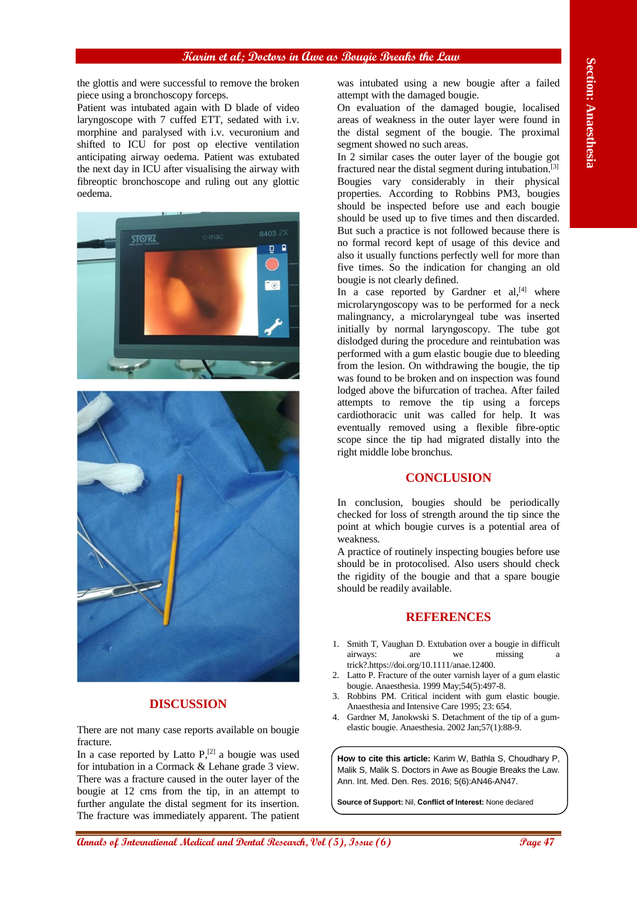the glottis and were successful to remove the broken piece using a bronchoscopy forceps.

Patient was intubated again with D blade of video laryngoscope with 7 cuffed ETT, sedated with i.v. morphine and paralysed with i.v. vecuronium and shifted to ICU for post op elective ventilation anticipating airway oedema. Patient was extubated the next day in ICU after visualising the airway with fibreoptic bronchoscope and ruling out any glottic oedema.

## DISCUSSION

There are not many case reports available on bougie fracture.

In a case reported by Latto P,[2] a bougie was used for intubation in a Cormack & Lehane grade 3 view. There was a fracture caused in the outer layer of the bougie at 12 cms from the tip, in an attempt to further angulate the distal segment for its insertion. The fracture was immediately apparent. The patient was intubated using a new bougie after a failed attempt with the damaged bougie.

On evaluation of the damaged bougie, localised areas of weakness in the outer layer were found in the distal segment of the bougie. The proximal segment showed no such areas.

In 2 similar cases the outer layer of the bougie got fractured near the distal segment during intubation.[3]

Bougies vary considerably in their physical properties. According to Robbins PM3, bougies should be inspected before use and each bougie should be used up to five times and then discarded. But such a practice is not followed because there is no formal record kept of usage of this device and also it usually functions perfectly well for more than five times. So the indication for changing an old bougie is not clearly defined.

In a case reported by Gardner et al,[4] where microlaryngoscopy was to be performed for a neck malingnancy, a microlaryngeal tube was inserted initially by normal laryngoscopy. The tube got dislodged during the procedure and reintubation was performed with a gum elastic bougie due to bleeding from the lesion. On withdrawing the bougie, the tip was found to be broken and on inspection was found lodged above the bifurcation of trachea. After failed attempts to remove the tip using a forceps cardiothoracic unit was called for help. It was eventually removed using a flexible fibre-optic scope since the tip had migrated distally into the right middle lobe bronchus.

## CONCLUSION

In conclusion, bougies should be periodically checked for loss of strength around the tip since the point at which bougie curves is a potential area of weakness.

A practice of routinely inspecting bougies before use should be in protocolised. Also users should check the rigidity of the bougie and that a spare bougie should be readily available.

## REFERENCES

1. Smith T, Vaughan D. Extubation over a bougie in difficult airways: are we missing a trick?.https://doi.org/10.1111/anae.12400.
2. Latto P. Fracture of the outer varnish layer of a gum elastic bougie. Anaesthesia. 1999 May;54(5):497-8.
3. Robbins PM. Critical incident with gum elastic bougie. Anaesthesia and Intensive Care 1995; 23: 654.
4. Gardner M, Janokwski S. Detachment of the tip of a gum-elastic bougie. Anaesthesia. 2002 Jan;57(1):88-9.

**How to cite this article:** Karim W, Bathla S, Choudhary P, Malik S, Malik S. Doctors in Awe as Bougie Breaks the Law. Ann. Int. Med. Den. Res. 2016; 5(6):AN46-AN47.

**Source of Support:** Nil, **Conflict of Interest:** None declared